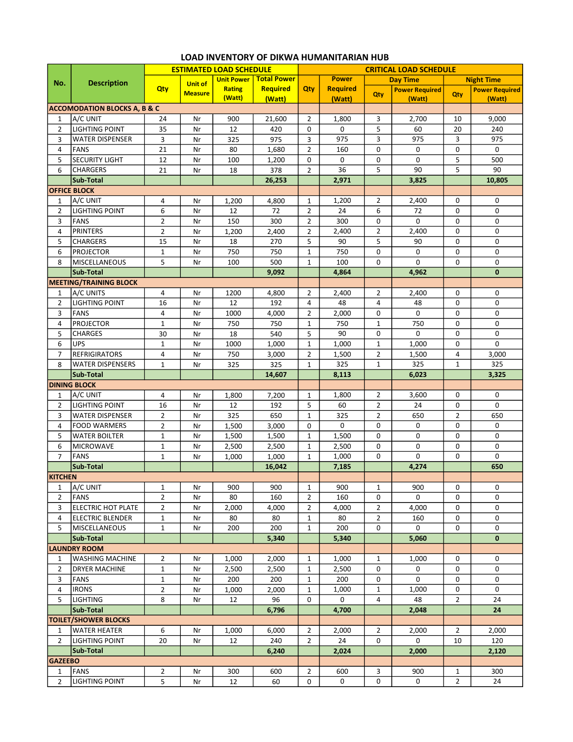# LOAD INVENTORY OF DIKWA HUMANITARIAN HUB

| No. | Description | ESTIMATED LOAD SCHEDULE | | | | CRITICAL LOAD SCHEDULE | | | | | |
|---|---|---|---|---|---|---|---|---|---|---|---|
| | | Qty | Unit of Measure | Unit Power Rating (Watt) | Total Power Required (Watt) | Qty | Power Required (Watt) | Day Time | | Night Time | |
| | | | | | | | | Qty | Power Required (Watt) | Qty | Power Required (Watt) |
| **ACCOMODATION BLOCKS A, B & C** | | | | | | | | | | | |
| 1 | A/C UNIT | 24 | Nr | 900 | 21,600 | 2 | 1,800 | 3 | 2,700 | 10 | 9,000 |
| 2 | LIGHTING POINT | 35 | Nr | 12 | 420 | 0 | 0 | 5 | 60 | 20 | 240 |
| 3 | WATER DISPENSER | 3 | Nr | 325 | 975 | 3 | 975 | 3 | 975 | 3 | 975 |
| 4 | FANS | 21 | Nr | 80 | 1,680 | 2 | 160 | 0 | 0 | 0 | 0 |
| 5 | SECURITY LIGHT | 12 | Nr | 100 | 1,200 | 0 | 0 | 0 | 0 | 5 | 500 |
| 6 | CHARGERS | 21 | Nr | 18 | 378 | 2 | 36 | 5 | 90 | 5 | 90 |
| | **Sub-Total** | | | | **26,253** | | **2,971** | | **3,825** | | **10,805** |
| **OFFICE BLOCK** | | | | | | | | | | | |
| 1 | A/C UNIT | 4 | Nr | 1,200 | 4,800 | 1 | 1,200 | 2 | 2,400 | 0 | 0 |
| 2 | LIGHTING POINT | 6 | Nr | 12 | 72 | 2 | 24 | 6 | 72 | 0 | 0 |
| 3 | FANS | 2 | Nr | 150 | 300 | 2 | 300 | 0 | 0 | 0 | 0 |
| 4 | PRINTERS | 2 | Nr | 1,200 | 2,400 | 2 | 2,400 | 2 | 2,400 | 0 | 0 |
| 5 | CHARGERS | 15 | Nr | 18 | 270 | 5 | 90 | 5 | 90 | 0 | 0 |
| 6 | PROJECTOR | 1 | Nr | 750 | 750 | 1 | 750 | 0 | 0 | 0 | 0 |
| 8 | MISCELLANEOUS | 5 | Nr | 100 | 500 | 1 | 100 | 0 | 0 | 0 | 0 |
| | **Sub-Total** | | | | **9,092** | | **4,864** | | **4,962** | | **0** |
| **MEETING/TRAINING BLOCK** | | | | | | | | | | | |
| 1 | A/C UNITS | 4 | Nr | 1200 | 4,800 | 2 | 2,400 | 2 | 2,400 | 0 | 0 |
| 2 | LIGHTING POINT | 16 | Nr | 12 | 192 | 4 | 48 | 4 | 48 | 0 | 0 |
| 3 | FANS | 4 | Nr | 1000 | 4,000 | 2 | 2,000 | 0 | 0 | 0 | 0 |
| 4 | PROJECTOR | 1 | Nr | 750 | 750 | 1 | 750 | 1 | 750 | 0 | 0 |
| 5 | CHARGES | 30 | Nr | 18 | 540 | 5 | 90 | 0 | 0 | 0 | 0 |
| 6 | UPS | 1 | Nr | 1000 | 1,000 | 1 | 1,000 | 1 | 1,000 | 0 | 0 |
| 7 | REFRIGIRATORS | 4 | Nr | 750 | 3,000 | 2 | 1,500 | 2 | 1,500 | 4 | 3,000 |
| 8 | WATER DISPENSERS | 1 | Nr | 325 | 325 | 1 | 325 | 1 | 325 | 1 | 325 |
| | **Sub-Total** | | | | **14,607** | | **8,113** | | **6,023** | | **3,325** |
| **DINING BLOCK** | | | | | | | | | | | |
| 1 | A/C UNIT | 4 | Nr | 1,800 | 7,200 | 1 | 1,800 | 2 | 3,600 | 0 | 0 |
| 2 | LIGHTING POINT | 16 | Nr | 12 | 192 | 5 | 60 | 2 | 24 | 0 | 0 |
| 3 | WATER DISPENSER | 2 | Nr | 325 | 650 | 1 | 325 | 2 | 650 | 2 | 650 |
| 4 | FOOD WARMERS | 2 | Nr | 1,500 | 3,000 | 0 | 0 | 0 | 0 | 0 | 0 |
| 5 | WATER BOILTER | 1 | Nr | 1,500 | 1,500 | 1 | 1,500 | 0 | 0 | 0 | 0 |
| 6 | MICROWAVE | 1 | Nr | 2,500 | 2,500 | 1 | 2,500 | 0 | 0 | 0 | 0 |
| 7 | FANS | 1 | Nr | 1,000 | 1,000 | 1 | 1,000 | 0 | 0 | 0 | 0 |
| | **Sub-Total** | | | | **16,042** | | **7,185** | | **4,274** | | **650** |
| **KITCHEN** | | | | | | | | | | | |
| 1 | A/C UNIT | 1 | Nr | 900 | 900 | 1 | 900 | 1 | 900 | 0 | 0 |
| 2 | FANS | 2 | Nr | 80 | 160 | 2 | 160 | 0 | 0 | 0 | 0 |
| 3 | ELECTRIC HOT PLATE | 2 | Nr | 2,000 | 4,000 | 2 | 4,000 | 2 | 4,000 | 0 | 0 |
| 4 | ELECTRIC BLENDER | 1 | Nr | 80 | 80 | 1 | 80 | 2 | 160 | 0 | 0 |
| 5 | MISCELLANEOUS | 1 | Nr | 200 | 200 | 1 | 200 | 0 | 0 | 0 | 0 |
| | **Sub-Total** | | | | **5,340** | | **5,340** | | **5,060** | | **0** |
| **LAUNDRY ROOM** | | | | | | | | | | | |
| 1 | WASHING MACHINE | 2 | Nr | 1,000 | 2,000 | 1 | 1,000 | 1 | 1,000 | 0 | 0 |
| 2 | DRYER MACHINE | 1 | Nr | 2,500 | 2,500 | 1 | 2,500 | 0 | 0 | 0 | 0 |
| 3 | FANS | 1 | Nr | 200 | 200 | 1 | 200 | 0 | 0 | 0 | 0 |
| 4 | IRONS | 2 | Nr | 1,000 | 2,000 | 1 | 1,000 | 1 | 1,000 | 0 | 0 |
| 5 | LIGHTING | 8 | Nr | 12 | 96 | 0 | 0 | 4 | 48 | 2 | 24 |
| | **Sub-Total** | | | | **6,796** | | **4,700** | | **2,048** | | **24** |
| **TOILET/SHOWER BLOCKS** | | | | | | | | | | | |
| 1 | WATER HEATER | 6 | Nr | 1,000 | 6,000 | 2 | 2,000 | 2 | 2,000 | 2 | 2,000 |
| 2 | LIGHTING POINT | 20 | Nr | 12 | 240 | 2 | 24 | 0 | 0 | 10 | 120 |
| | **Sub-Total** | | | | **6,240** | | **2,024** | | **2,000** | | **2,120** |
| **GAZEEBO** | | | | | | | | | | | |
| 1 | FANS | 2 | Nr | 300 | 600 | 2 | 600 | 3 | 900 | 1 | 300 |
| 2 | LIGHTING POINT | 5 | Nr | 12 | 60 | 0 | 0 | 0 | 0 | 2 | 24 |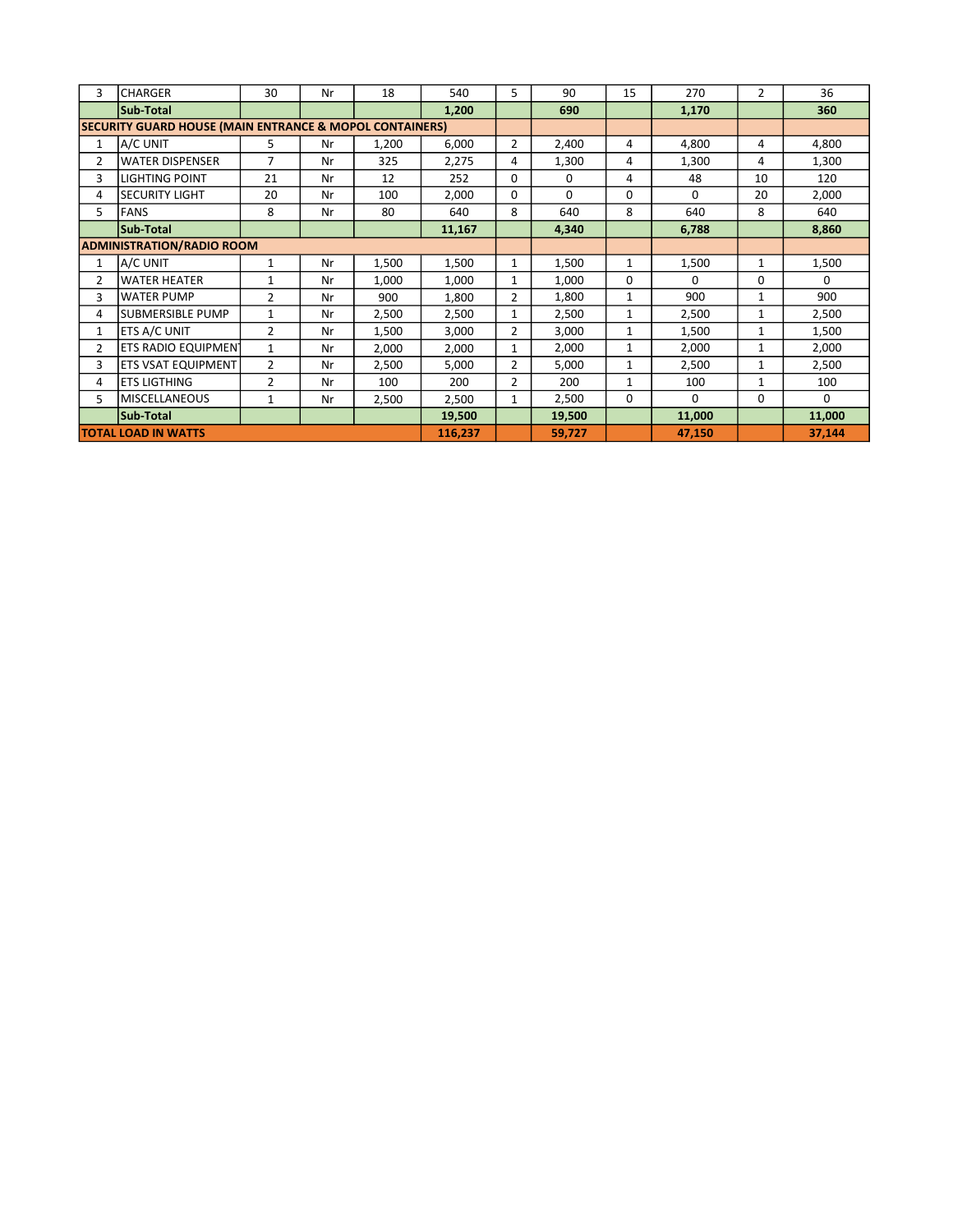| | | | | | | | | | | |
|---|---|---|---|---|---|---|---|---|---|---|
| 3 | CHARGER | 30 | Nr | 18 | 540 | 5 | 90 | 15 | 270 | 2 | 36 |
| | **Sub-Total** | | | | **1,200** | | **690** | | **1,170** | | **360** |
| **SECURITY GUARD HOUSE (MAIN ENTRANCE & MOPOL CONTAINERS)** | | | | | | | | | | | |
| 1 | A/C UNIT | 5 | Nr | 1,200 | 6,000 | 2 | 2,400 | 4 | 4,800 | 4 | 4,800 |
| 2 | WATER DISPENSER | 7 | Nr | 325 | 2,275 | 4 | 1,300 | 4 | 1,300 | 4 | 1,300 |
| 3 | LIGHTING POINT | 21 | Nr | 12 | 252 | 0 | 0 | 4 | 48 | 10 | 120 |
| 4 | SECURITY LIGHT | 20 | Nr | 100 | 2,000 | 0 | 0 | 0 | 0 | 20 | 2,000 |
| 5 | FANS | 8 | Nr | 80 | 640 | 8 | 640 | 8 | 640 | 8 | 640 |
| | **Sub-Total** | | | | **11,167** | | **4,340** | | **6,788** | | **8,860** |
| **ADMINISTRATION/RADIO ROOM** | | | | | | | | | | | |
| 1 | A/C UNIT | 1 | Nr | 1,500 | 1,500 | 1 | 1,500 | 1 | 1,500 | 1 | 1,500 |
| 2 | WATER HEATER | 1 | Nr | 1,000 | 1,000 | 1 | 1,000 | 0 | 0 | 0 | 0 |
| 3 | WATER PUMP | 2 | Nr | 900 | 1,800 | 2 | 1,800 | 1 | 900 | 1 | 900 |
| 4 | SUBMERSIBLE PUMP | 1 | Nr | 2,500 | 2,500 | 1 | 2,500 | 1 | 2,500 | 1 | 2,500 |
| 1 | ETS A/C UNIT | 2 | Nr | 1,500 | 3,000 | 2 | 3,000 | 1 | 1,500 | 1 | 1,500 |
| 2 | ETS RADIO EQUIPMENT | 1 | Nr | 2,000 | 2,000 | 1 | 2,000 | 1 | 2,000 | 1 | 2,000 |
| 3 | ETS VSAT EQUIPMENT | 2 | Nr | 2,500 | 5,000 | 2 | 5,000 | 1 | 2,500 | 1 | 2,500 |
| 4 | ETS LIGTHING | 2 | Nr | 100 | 200 | 2 | 200 | 1 | 100 | 1 | 100 |
| 5 | MISCELLANEOUS | 1 | Nr | 2,500 | 2,500 | 1 | 2,500 | 0 | 0 | 0 | 0 |
| | **Sub-Total** | | | | **19,500** | | **19,500** | | **11,000** | | **11,000** |
| **TOTAL LOAD IN WATTS** | | | | | **116,237** | | **59,727** | | **47,150** | | **37,144** |